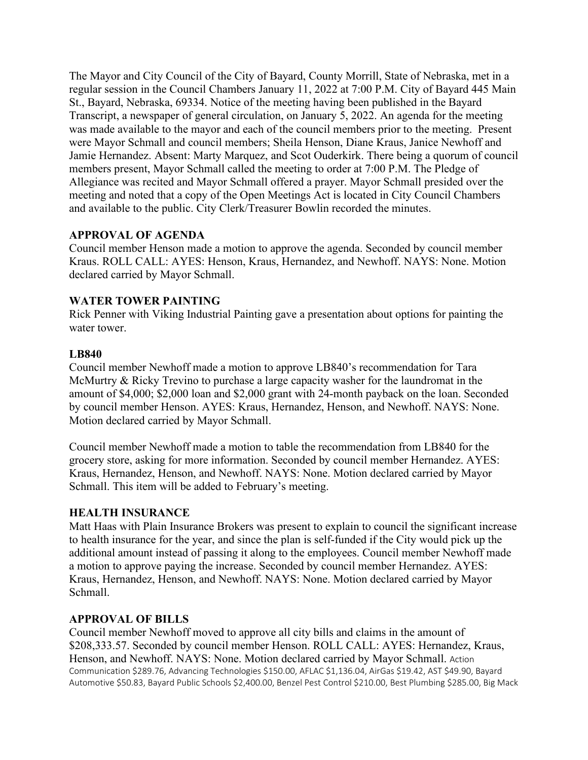The Mayor and City Council of the City of Bayard, County Morrill, State of Nebraska, met in a regular session in the Council Chambers January 11, 2022 at 7:00 P.M. City of Bayard 445 Main St., Bayard, Nebraska, 69334. Notice of the meeting having been published in the Bayard Transcript, a newspaper of general circulation, on January 5, 2022. An agenda for the meeting was made available to the mayor and each of the council members prior to the meeting. Present were Mayor Schmall and council members; Sheila Henson, Diane Kraus, Janice Newhoff and Jamie Hernandez. Absent: Marty Marquez, and Scot Ouderkirk. There being a quorum of council members present, Mayor Schmall called the meeting to order at 7:00 P.M. The Pledge of Allegiance was recited and Mayor Schmall offered a prayer. Mayor Schmall presided over the meeting and noted that a copy of the Open Meetings Act is located in City Council Chambers and available to the public. City Clerk/Treasurer Bowlin recorded the minutes.

**APPROVAL OF AGENDA**

Council member Henson made a motion to approve the agenda. Seconded by council member Kraus. ROLL CALL: AYES: Henson, Kraus, Hernandez, and Newhoff. NAYS: None. Motion declared carried by Mayor Schmall.

**WATER TOWER PAINTING**

Rick Penner with Viking Industrial Painting gave a presentation about options for painting the water tower.

**LB840**

Council member Newhoff made a motion to approve LB840's recommendation for Tara McMurtry & Ricky Trevino to purchase a large capacity washer for the laundromat in the amount of $4,000; $2,000 loan and $2,000 grant with 24-month payback on the loan. Seconded by council member Henson. AYES: Kraus, Hernandez, Henson, and Newhoff. NAYS: None. Motion declared carried by Mayor Schmall.

Council member Newhoff made a motion to table the recommendation from LB840 for the grocery store, asking for more information. Seconded by council member Hernandez. AYES: Kraus, Hernandez, Henson, and Newhoff. NAYS: None. Motion declared carried by Mayor Schmall. This item will be added to February's meeting.

**HEALTH INSURANCE**

Matt Haas with Plain Insurance Brokers was present to explain to council the significant increase to health insurance for the year, and since the plan is self-funded if the City would pick up the additional amount instead of passing it along to the employees. Council member Newhoff made a motion to approve paying the increase. Seconded by council member Hernandez. AYES: Kraus, Hernandez, Henson, and Newhoff. NAYS: None. Motion declared carried by Mayor Schmall.

**APPROVAL OF BILLS**

Council member Newhoff moved to approve all city bills and claims in the amount of $208,333.57. Seconded by council member Henson. ROLL CALL: AYES: Hernandez, Kraus, Henson, and Newhoff. NAYS: None. Motion declared carried by Mayor Schmall. Action Communication $289.76, Advancing Technologies $150.00, AFLAC $1,136.04, AirGas $19.42, AST $49.90, Bayard Automotive $50.83, Bayard Public Schools $2,400.00, Benzel Pest Control $210.00, Best Plumbing $285.00, Big Mack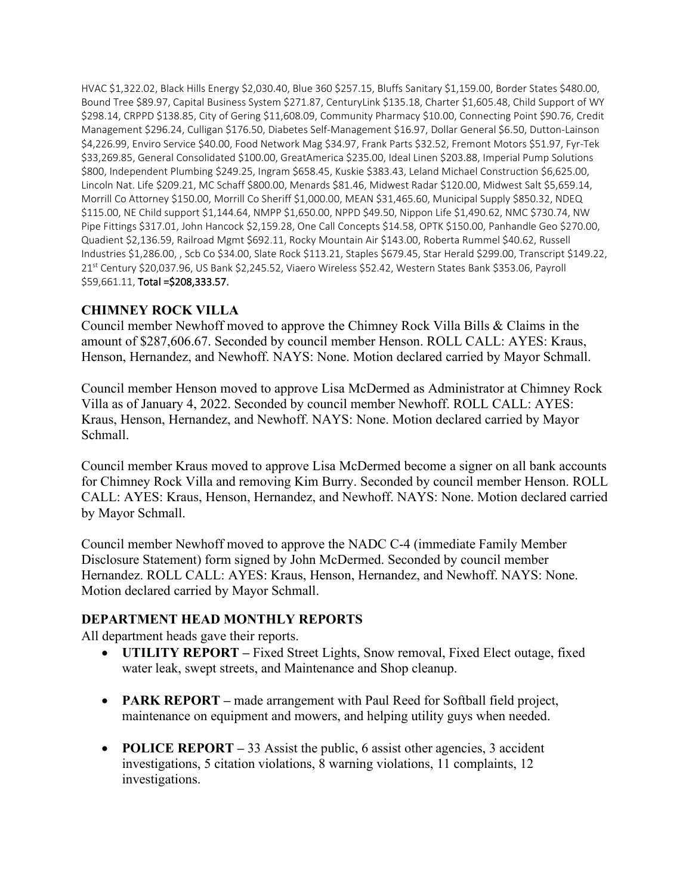HVAC $1,322.02, Black Hills Energy $2,030.40, Blue 360 $257.15, Bluffs Sanitary $1,159.00, Border States $480.00, Bound Tree $89.97, Capital Business System $271.87, CenturyLink $135.18, Charter $1,605.48, Child Support of WY $298.14, CRPPD $138.85, City of Gering $11,608.09, Community Pharmacy $10.00, Connecting Point $90.76, Credit Management $296.24, Culligan $176.50, Diabetes Self-Management $16.97, Dollar General $6.50, Dutton-Lainson $4,226.99, Enviro Service $40.00, Food Network Mag $34.97, Frank Parts $32.52, Fremont Motors $51.97, Fyr-Tek $33,269.85, General Consolidated $100.00, GreatAmerica $235.00, Ideal Linen $203.88, Imperial Pump Solutions $800, Independent Plumbing $249.25, Ingram $658.45, Kuskie $383.43, Leland Michael Construction $6,625.00, Lincoln Nat. Life $209.21, MC Schaff $800.00, Menards $81.46, Midwest Radar $120.00, Midwest Salt $5,659.14, Morrill Co Attorney $150.00, Morrill Co Sheriff $1,000.00, MEAN $31,465.60, Municipal Supply $850.32, NDEQ $115.00, NE Child support $1,144.64, NMPP $1,650.00, NPPD $49.50, Nippon Life $1,490.62, NMC $730.74, NW Pipe Fittings $317.01, John Hancock $2,159.28, One Call Concepts $14.58, OPTK $150.00, Panhandle Geo $270.00, Quadient $2,136.59, Railroad Mgmt $692.11, Rocky Mountain Air $143.00, Roberta Rummel $40.62, Russell Industries $1,286.00, , Scb Co $34.00, Slate Rock $113.21, Staples $679.45, Star Herald $299.00, Transcript $149.22, 21st Century $20,037.96, US Bank $2,245.52, Viaero Wireless $52.42, Western States Bank $353.06, Payroll $59,661.11, Total =$208,333.57.

## CHIMNEY ROCK VILLA

Council member Newhoff moved to approve the Chimney Rock Villa Bills & Claims in the amount of $287,606.67. Seconded by council member Henson. ROLL CALL: AYES: Kraus, Henson, Hernandez, and Newhoff. NAYS: None. Motion declared carried by Mayor Schmall.

Council member Henson moved to approve Lisa McDermed as Administrator at Chimney Rock Villa as of January 4, 2022. Seconded by council member Newhoff. ROLL CALL: AYES: Kraus, Henson, Hernandez, and Newhoff. NAYS: None. Motion declared carried by Mayor Schmall.

Council member Kraus moved to approve Lisa McDermed become a signer on all bank accounts for Chimney Rock Villa and removing Kim Burry. Seconded by council member Henson. ROLL CALL: AYES: Kraus, Henson, Hernandez, and Newhoff. NAYS: None. Motion declared carried by Mayor Schmall.

Council member Newhoff moved to approve the NADC C-4 (immediate Family Member Disclosure Statement) form signed by John McDermed. Seconded by council member Hernandez. ROLL CALL: AYES: Kraus, Henson, Hernandez, and Newhoff. NAYS: None. Motion declared carried by Mayor Schmall.

## DEPARTMENT HEAD MONTHLY REPORTS

All department heads gave their reports.

- **UTILITY REPORT –** Fixed Street Lights, Snow removal, Fixed Elect outage, fixed water leak, swept streets, and Maintenance and Shop cleanup.
- **PARK REPORT –** made arrangement with Paul Reed for Softball field project, maintenance on equipment and mowers, and helping utility guys when needed.
- **POLICE REPORT –** 33 Assist the public, 6 assist other agencies, 3 accident investigations, 5 citation violations, 8 warning violations, 11 complaints, 12 investigations.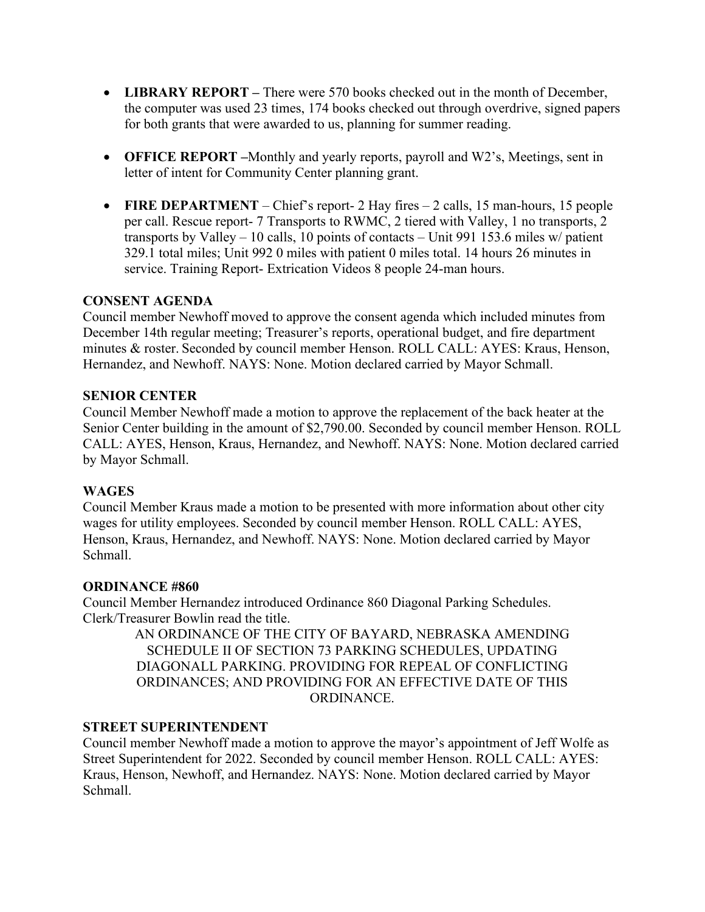- **LIBRARY REPORT –** There were 570 books checked out in the month of December, the computer was used 23 times, 174 books checked out through overdrive, signed papers for both grants that were awarded to us, planning for summer reading.

- **OFFICE REPORT –**Monthly and yearly reports, payroll and W2's, Meetings, sent in letter of intent for Community Center planning grant.

- **FIRE DEPARTMENT** – Chief's report- 2 Hay fires – 2 calls, 15 man-hours, 15 people per call. Rescue report- 7 Transports to RWMC, 2 tiered with Valley, 1 no transports, 2 transports by Valley – 10 calls, 10 points of contacts – Unit 991 153.6 miles w/ patient 329.1 total miles; Unit 992 0 miles with patient 0 miles total. 14 hours 26 minutes in service. Training Report- Extrication Videos 8 people 24-man hours.

**CONSENT AGENDA**

Council member Newhoff moved to approve the consent agenda which included minutes from December 14th regular meeting; Treasurer's reports, operational budget, and fire department minutes & roster. Seconded by council member Henson. ROLL CALL: AYES: Kraus, Henson, Hernandez, and Newhoff. NAYS: None. Motion declared carried by Mayor Schmall.

**SENIOR CENTER**

Council Member Newhoff made a motion to approve the replacement of the back heater at the Senior Center building in the amount of $2,790.00. Seconded by council member Henson. ROLL CALL: AYES, Henson, Kraus, Hernandez, and Newhoff. NAYS: None. Motion declared carried by Mayor Schmall.

**WAGES**

Council Member Kraus made a motion to be presented with more information about other city wages for utility employees. Seconded by council member Henson. ROLL CALL: AYES, Henson, Kraus, Hernandez, and Newhoff. NAYS: None. Motion declared carried by Mayor Schmall.

**ORDINANCE #860**

Council Member Hernandez introduced Ordinance 860 Diagonal Parking Schedules. Clerk/Treasurer Bowlin read the title.

AN ORDINANCE OF THE CITY OF BAYARD, NEBRASKA AMENDING SCHEDULE II OF SECTION 73 PARKING SCHEDULES, UPDATING DIAGONALL PARKING. PROVIDING FOR REPEAL OF CONFLICTING ORDINANCES; AND PROVIDING FOR AN EFFECTIVE DATE OF THIS ORDINANCE.

**STREET SUPERINTENDENT**

Council member Newhoff made a motion to approve the mayor's appointment of Jeff Wolfe as Street Superintendent for 2022. Seconded by council member Henson. ROLL CALL: AYES: Kraus, Henson, Newhoff, and Hernandez. NAYS: None. Motion declared carried by Mayor Schmall.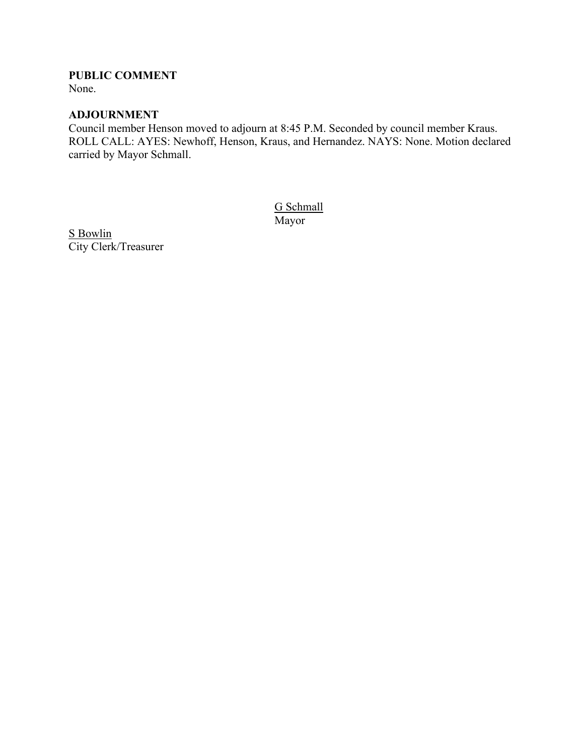**PUBLIC COMMENT**
None.

**ADJOURNMENT**
Council member Henson moved to adjourn at 8:45 P.M. Seconded by council member Kraus. ROLL CALL: AYES: Newhoff, Henson, Kraus, and Hernandez. NAYS: None. Motion declared carried by Mayor Schmall.

G Schmall
Mayor

S Bowlin
City Clerk/Treasurer